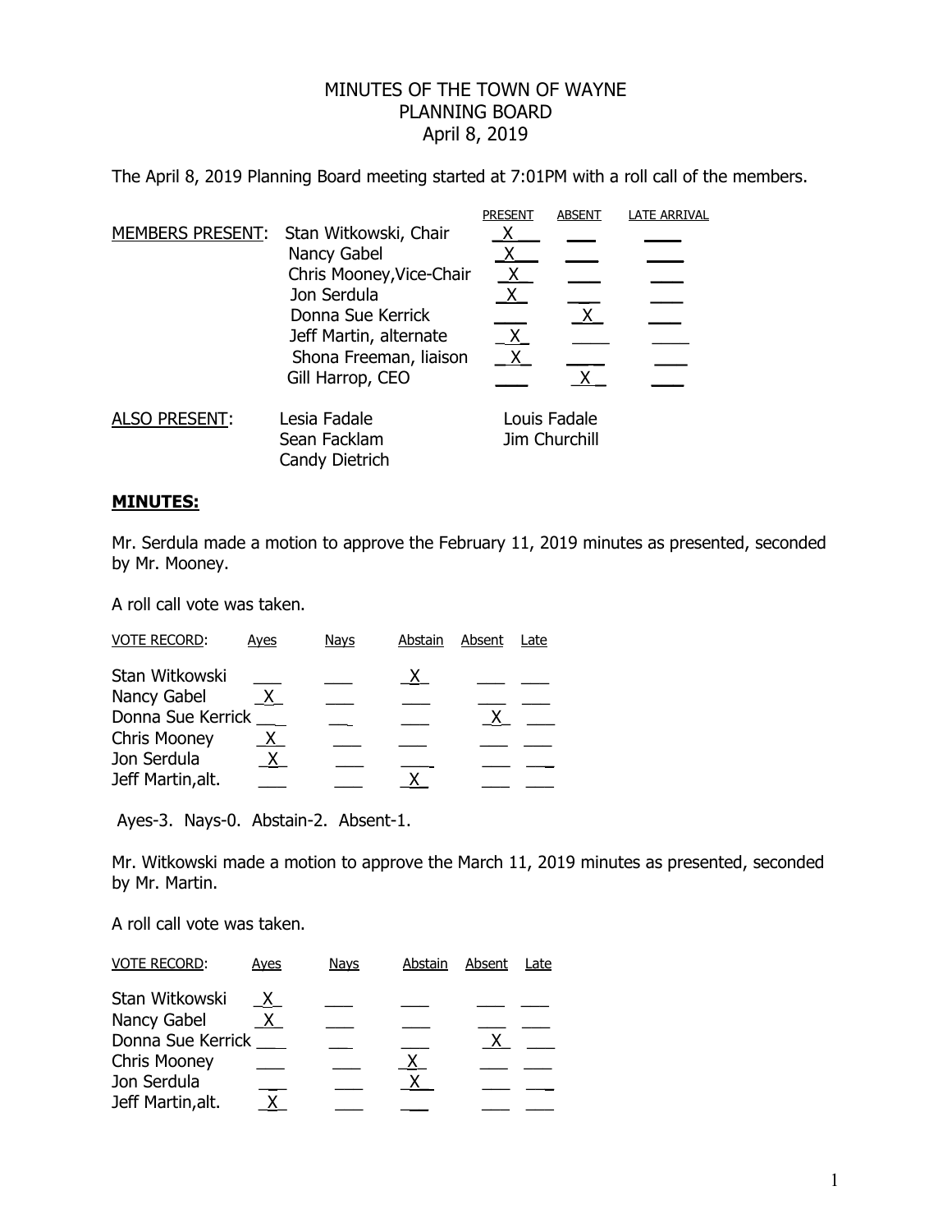# MINUTES OF THE TOWN OF WAYNE
## PLANNING BOARD
### April 8, 2019

The April 8, 2019 Planning Board meeting started at 7:01PM with a roll call of the members.

| MEMBERS PRESENT: | | PRESENT | ABSENT | LATE ARRIVAL |
|---|---|---|---|---|
| | Stan Witkowski, Chair | X | | |
| | Nancy Gabel | X | | |
| | Chris Mooney,Vice-Chair | X | | |
| | Jon Serdula | X | | |
| | Donna Sue Kerrick | | X | |
| | Jeff Martin, alternate | X | | |
| | Shona Freeman, liaison | X | | |
| | Gill Harrop, CEO | | X | |

ALSO PRESENT:
- Lesia Fadale
- Sean Facklam
- Candy Dietrich
- Louis Fadale
- Jim Churchill

**MINUTES:**

Mr. Serdula made a motion to approve the February 11, 2019 minutes as presented, seconded by Mr. Mooney.

A roll call vote was taken.

| VOTE RECORD: | Ayes | Nays | Abstain | Absent | Late |
|---|---|---|---|---|---|
| Stan Witkowski | | | X | | |
| Nancy Gabel | X | | | | |
| Donna Sue Kerrick | | | | X | |
| Chris Mooney | X | | | | |
| Jon Serdula | X | | | | |
| Jeff Martin,alt. | | | X | | |

Ayes-3. Nays-0. Abstain-2. Absent-1.

Mr. Witkowski made a motion to approve the March 11, 2019 minutes as presented, seconded by Mr. Martin.

A roll call vote was taken.

| VOTE RECORD: | Ayes | Nays | Abstain | Absent | Late |
|---|---|---|---|---|---|
| Stan Witkowski | X | | | | |
| Nancy Gabel | X | | | | |
| Donna Sue Kerrick | | | | X | |
| Chris Mooney | | | X | | |
| Jon Serdula | | | X | | |
| Jeff Martin,alt. | X | | | | |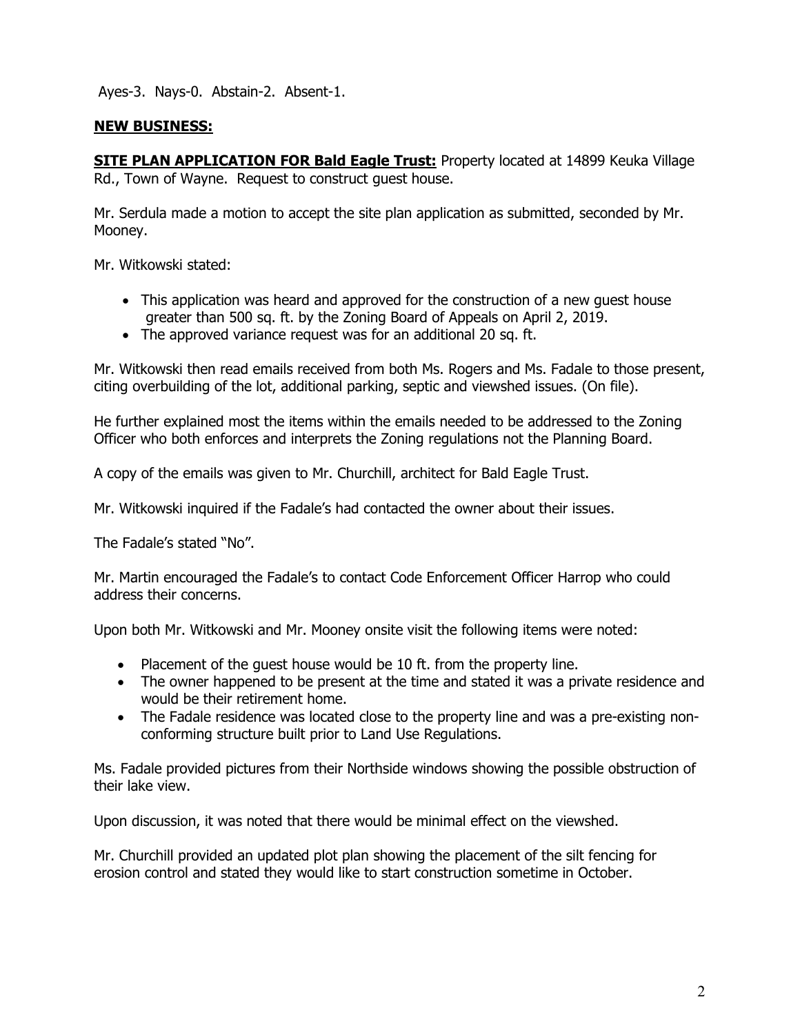Ayes-3. Nays-0. Abstain-2. Absent-1.

**NEW BUSINESS:**

**SITE PLAN APPLICATION FOR Bald Eagle Trust:** Property located at 14899 Keuka Village Rd., Town of Wayne. Request to construct guest house.

Mr. Serdula made a motion to accept the site plan application as submitted, seconded by Mr. Mooney.

Mr. Witkowski stated:

- This application was heard and approved for the construction of a new guest house greater than 500 sq. ft. by the Zoning Board of Appeals on April 2, 2019.
- The approved variance request was for an additional 20 sq. ft.

Mr. Witkowski then read emails received from both Ms. Rogers and Ms. Fadale to those present, citing overbuilding of the lot, additional parking, septic and viewshed issues. (On file).

He further explained most the items within the emails needed to be addressed to the Zoning Officer who both enforces and interprets the Zoning regulations not the Planning Board.

A copy of the emails was given to Mr. Churchill, architect for Bald Eagle Trust.

Mr. Witkowski inquired if the Fadale's had contacted the owner about their issues.

The Fadale's stated "No".

Mr. Martin encouraged the Fadale's to contact Code Enforcement Officer Harrop who could address their concerns.

Upon both Mr. Witkowski and Mr. Mooney onsite visit the following items were noted:

- Placement of the guest house would be 10 ft. from the property line.
- The owner happened to be present at the time and stated it was a private residence and would be their retirement home.
- The Fadale residence was located close to the property line and was a pre-existing non-conforming structure built prior to Land Use Regulations.

Ms. Fadale provided pictures from their Northside windows showing the possible obstruction of their lake view.

Upon discussion, it was noted that there would be minimal effect on the viewshed.

Mr. Churchill provided an updated plot plan showing the placement of the silt fencing for erosion control and stated they would like to start construction sometime in October.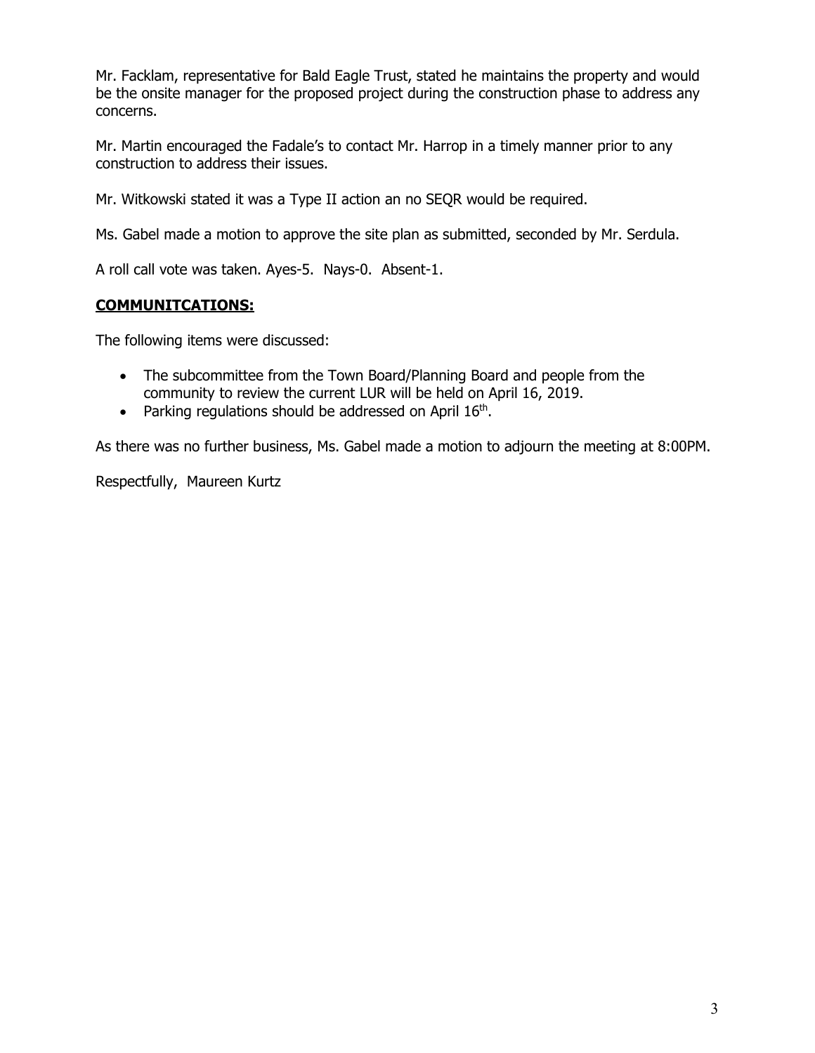Mr. Facklam, representative for Bald Eagle Trust, stated he maintains the property and would be the onsite manager for the proposed project during the construction phase to address any concerns.

Mr. Martin encouraged the Fadale's to contact Mr. Harrop in a timely manner prior to any construction to address their issues.

Mr. Witkowski stated it was a Type II action an no SEQR would be required.

Ms. Gabel made a motion to approve the site plan as submitted, seconded by Mr. Serdula.

A roll call vote was taken. Ayes-5. Nays-0. Absent-1.

**COMMUNITCATIONS:**

The following items were discussed:

- The subcommittee from the Town Board/Planning Board and people from the community to review the current LUR will be held on April 16, 2019.
- Parking regulations should be addressed on April 16th.

As there was no further business, Ms. Gabel made a motion to adjourn the meeting at 8:00PM.

Respectfully, Maureen Kurtz